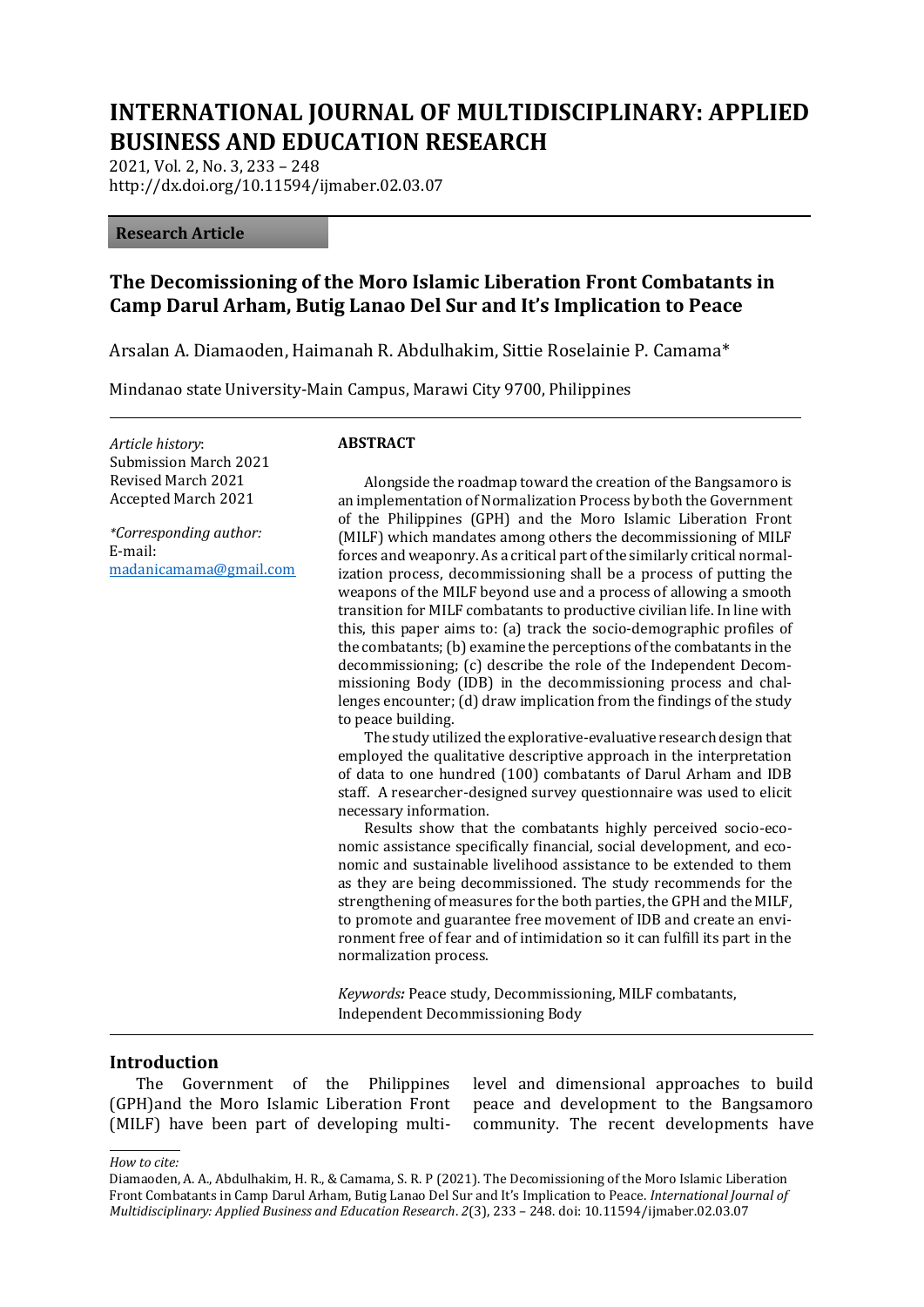# INTERNATIONAL JOURNAL OF MULTIDISCIPLINARY: APPLIED BUSINESS AND EDUCATION RESEARCH

2021, Vol. 2, No. 3, 233 – 248
http://dx.doi.org/10.11594/ijmaber.02.03.07

**Research Article**

## The Decomissioning of the Moro Islamic Liberation Front Combatants in Camp Darul Arham, Butig Lanao Del Sur and It's Implication to Peace

Arsalan A. Diamaoden, Haimanah R. Abdulhakim, Sittie Roselainie P. Camama*

Mindanao state University-Main Campus, Marawi City 9700, Philippines

*Article history*:
Submission March 2021
Revised March 2021
Accepted March 2021

*\*Corresponding author:*
E-mail:
madanicamama@gmail.com

**ABSTRACT**

Alongside the roadmap toward the creation of the Bangsamoro is an implementation of Normalization Process by both the Government of the Philippines (GPH) and the Moro Islamic Liberation Front (MILF) which mandates among others the decommissioning of MILF forces and weaponry. As a critical part of the similarly critical normalization process, decommissioning shall be a process of putting the weapons of the MILF beyond use and a process of allowing a smooth transition for MILF combatants to productive civilian life. In line with this, this paper aims to: (a) track the socio-demographic profiles of the combatants; (b) examine the perceptions of the combatants in the decommissioning; (c) describe the role of the Independent Decommissioning Body (IDB) in the decommissioning process and challenges encounter; (d) draw implication from the findings of the study to peace building.

The study utilized the explorative-evaluative research design that employed the qualitative descriptive approach in the interpretation of data to one hundred (100) combatants of Darul Arham and IDB staff. A researcher-designed survey questionnaire was used to elicit necessary information.

Results show that the combatants highly perceived socio-economic assistance specifically financial, social development, and economic and sustainable livelihood assistance to be extended to them as they are being decommissioned. The study recommends for the strengthening of measures for the both parties, the GPH and the MILF, to promote and guarantee free movement of IDB and create an environment free of fear and of intimidation so it can fulfill its part in the normalization process.

*Keywords:* Peace study, Decommissioning, MILF combatants, Independent Decommissioning Body

## Introduction

The Government of the Philippines (GPH)and the Moro Islamic Liberation Front (MILF) have been part of developing multi-level and dimensional approaches to build peace and development to the Bangsamoro community. The recent developments have

*How to cite:*
Diamaoden, A. A., Abdulhakim, H. R., & Camama, S. R. P (2021). The Decomissioning of the Moro Islamic Liberation Front Combatants in Camp Darul Arham, Butig Lanao Del Sur and It's Implication to Peace. *International Journal of Multidisciplinary: Applied Business and Education Research*. *2*(3), 233 – 248. doi: 10.11594/ijmaber.02.03.07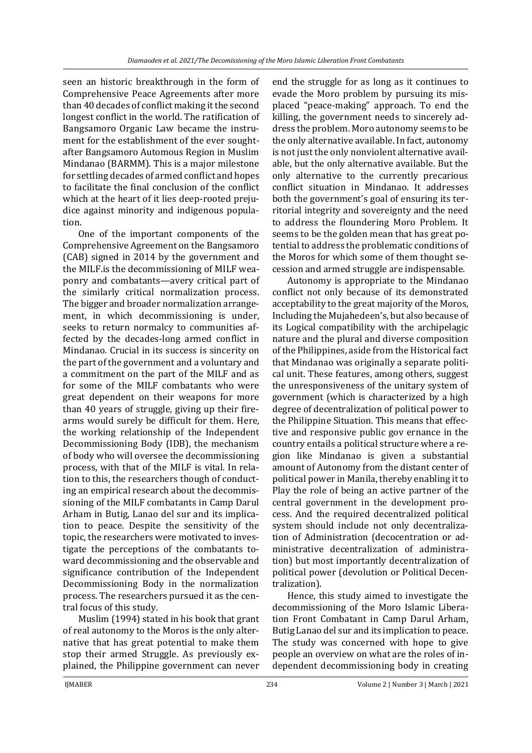seen an historic breakthrough in the form of Comprehensive Peace Agreements after more than 40 decades of conflict making it the second longest conflict in the world. The ratification of Bangsamoro Organic Law became the instrument for the establishment of the ever sought-after Bangsamoro Automous Region in Muslim Mindanao (BARMM). This is a major milestone for settling decades of armed conflict and hopes to facilitate the final conclusion of the conflict which at the heart of it lies deep-rooted prejudice against minority and indigenous population.

One of the important components of the Comprehensive Agreement on the Bangsamoro (CAB) signed in 2014 by the government and the MILF.is the decommissioning of MILF weaponry and combatants—avery critical part of the similarly critical normalization process. The bigger and broader normalization arrangement, in which decommissioning is under, seeks to return normalcy to communities affected by the decades-long armed conflict in Mindanao. Crucial in its success is sincerity on the part of the government and a voluntary and a commitment on the part of the MILF and as for some of the MILF combatants who were great dependent on their weapons for more than 40 years of struggle, giving up their firearms would surely be difficult for them. Here, the working relationship of the Independent Decommissioning Body (IDB), the mechanism of body who will oversee the decommissioning process, with that of the MILF is vital. In relation to this, the researchers though of conducting an empirical research about the decommissioning of the MILF combatants in Camp Darul Arham in Butig, Lanao del sur and its implication to peace. Despite the sensitivity of the topic, the researchers were motivated to investigate the perceptions of the combatants toward decommissioning and the observable and significance contribution of the Independent Decommissioning Body in the normalization process. The researchers pursued it as the central focus of this study.

Muslim (1994) stated in his book that grant of real autonomy to the Moros is the only alternative that has great potential to make them stop their armed Struggle. As previously explained, the Philippine government can never end the struggle for as long as it continues to evade the Moro problem by pursuing its misplaced "peace-making" approach. To end the killing, the government needs to sincerely address the problem. Moro autonomy seems to be the only alternative available. In fact, autonomy is not just the only nonviolent alternative available, but the only alternative available. But the only alternative to the currently precarious conflict situation in Mindanao. It addresses both the government's goal of ensuring its territorial integrity and sovereignty and the need to address the floundering Moro Problem. It seems to be the golden mean that has great potential to address the problematic conditions of the Moros for which some of them thought secession and armed struggle are indispensable.

Autonomy is appropriate to the Mindanao conflict not only because of its demonstrated acceptability to the great majority of the Moros, Including the Mujahedeen's, but also because of its Logical compatibility with the archipelagic nature and the plural and diverse composition of the Philippines, aside from the Historical fact that Mindanao was originally a separate political unit. These features, among others, suggest the unresponsiveness of the unitary system of government (which is characterized by a high degree of decentralization of political power to the Philippine Situation. This means that effective and responsive public gov ernance in the country entails a political structure where a region like Mindanao is given a substantial amount of Autonomy from the distant center of political power in Manila, thereby enabling it to Play the role of being an active partner of the central government in the development process. And the required decentralized political system should include not only decentralization of Administration (decocentration or administrative decentralization of administration) but most importantly decentralization of political power (devolution or Political Decentralization).

Hence, this study aimed to investigate the decommissioning of the Moro Islamic Liberation Front Combatant in Camp Darul Arham, Butig Lanao del sur and its implication to peace. The study was concerned with hope to give people an overview on what are the roles of independent decommissioning body in creating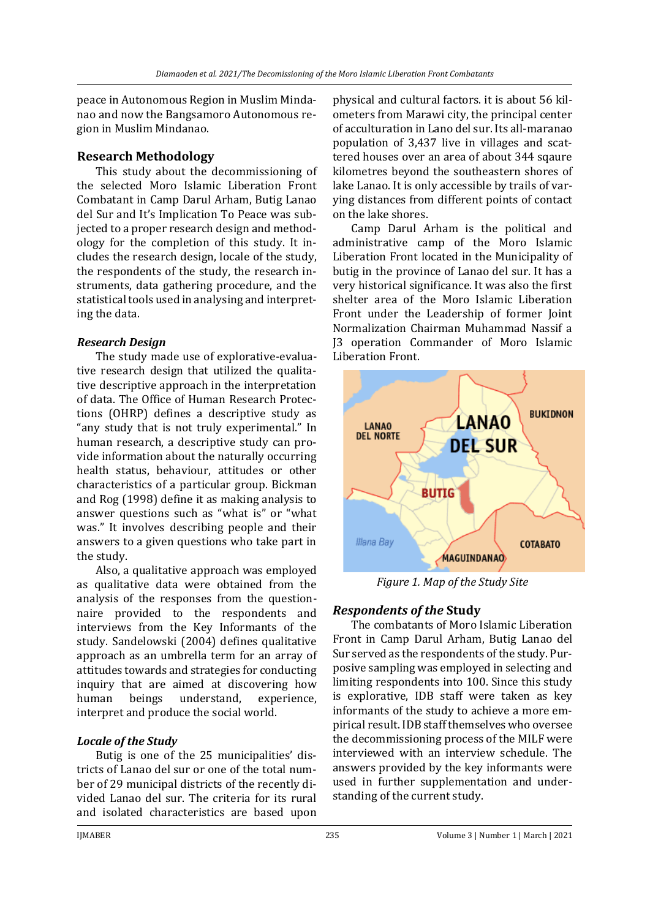peace in Autonomous Region in Muslim Mindanao and now the Bangsamoro Autonomous region in Muslim Mindanao.

## Research Methodology

This study about the decommissioning of the selected Moro Islamic Liberation Front Combatant in Camp Darul Arham, Butig Lanao del Sur and It's Implication To Peace was subjected to a proper research design and methodology for the completion of this study. It includes the research design, locale of the study, the respondents of the study, the research instruments, data gathering procedure, and the statistical tools used in analysing and interpreting the data.

### *Research Design*

The study made use of explorative-evaluative research design that utilized the qualitative descriptive approach in the interpretation of data. The Office of Human Research Protections (OHRP) defines a descriptive study as "any study that is not truly experimental." In human research, a descriptive study can provide information about the naturally occurring health status, behaviour, attitudes or other characteristics of a particular group. Bickman and Rog (1998) define it as making analysis to answer questions such as "what is" or "what was." It involves describing people and their answers to a given questions who take part in the study.

Also, a qualitative approach was employed as qualitative data were obtained from the analysis of the responses from the questionnaire provided to the respondents and interviews from the Key Informants of the study. Sandelowski (2004) defines qualitative approach as an umbrella term for an array of attitudes towards and strategies for conducting inquiry that are aimed at discovering how human beings understand, experience, interpret and produce the social world.

### *Locale of the Study*

Butig is one of the 25 municipalities' districts of Lanao del sur or one of the total number of 29 municipal districts of the recently divided Lanao del sur. The criteria for its rural and isolated characteristics are based upon physical and cultural factors. it is about 56 kilometers from Marawi city, the principal center of acculturation in Lano del sur. Its all-maranao population of 3,437 live in villages and scattered houses over an area of about 344 sqaure kilometres beyond the southeastern shores of lake Lanao. It is only accessible by trails of varying distances from different points of contact on the lake shores.

Camp Darul Arham is the political and administrative camp of the Moro Islamic Liberation Front located in the Municipality of butig in the province of Lanao del sur. It has a very historical significance. It was also the first shelter area of the Moro Islamic Liberation Front under the Leadership of former Joint Normalization Chairman Muhammad Nassif a J3 operation Commander of Moro Islamic Liberation Front.

*Figure 1. Map of the Study Site*

### *Respondents of the* Study

The combatants of Moro Islamic Liberation Front in Camp Darul Arham, Butig Lanao del Sur served as the respondents of the study. Purposive sampling was employed in selecting and limiting respondents into 100. Since this study is explorative, IDB staff were taken as key informants of the study to achieve a more empirical result. IDB staff themselves who oversee the decommissioning process of the MILF were interviewed with an interview schedule. The answers provided by the key informants were used in further supplementation and understanding of the current study.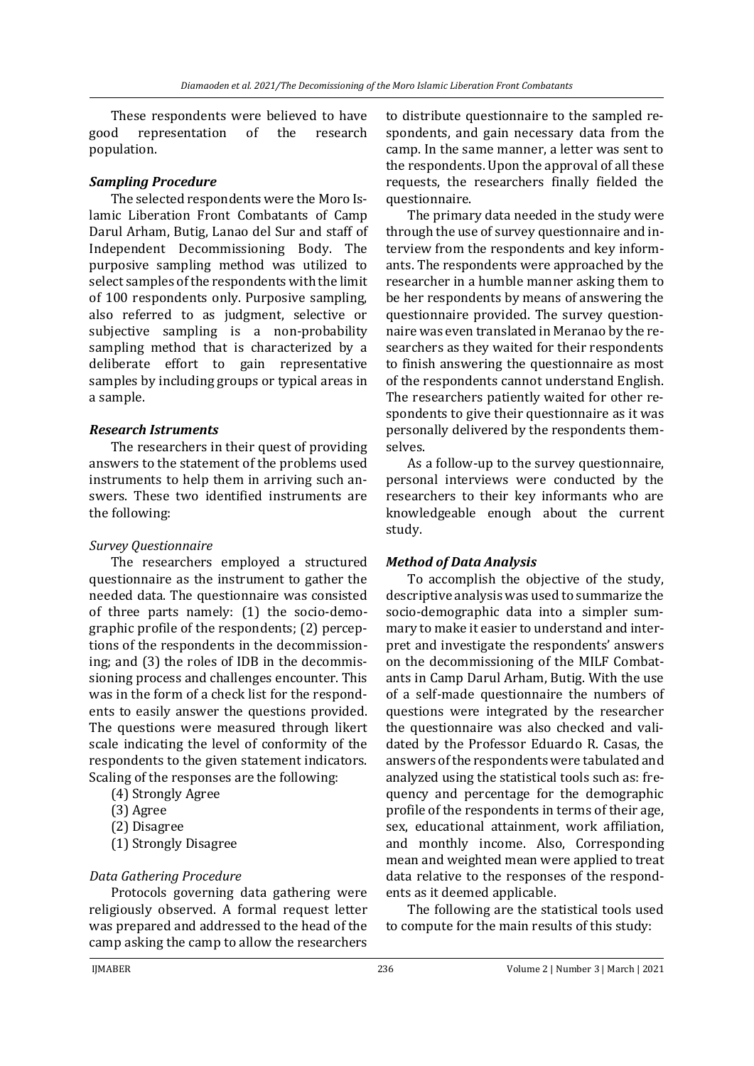These respondents were believed to have good representation of the research population.

### *Sampling Procedure*

The selected respondents were the Moro Islamic Liberation Front Combatants of Camp Darul Arham, Butig, Lanao del Sur and staff of Independent Decommissioning Body. The purposive sampling method was utilized to select samples of the respondents with the limit of 100 respondents only. Purposive sampling, also referred to as judgment, selective or subjective sampling is a non-probability sampling method that is characterized by a deliberate effort to gain representative samples by including groups or typical areas in a sample.

### *Research Istruments*

The researchers in their quest of providing answers to the statement of the problems used instruments to help them in arriving such answers. These two identified instruments are the following:

#### *Survey Questionnaire*

The researchers employed a structured questionnaire as the instrument to gather the needed data. The questionnaire was consisted of three parts namely: (1) the socio-demographic profile of the respondents; (2) perceptions of the respondents in the decommissioning; and (3) the roles of IDB in the decommissioning process and challenges encounter. This was in the form of a check list for the respondents to easily answer the questions provided. The questions were measured through likert scale indicating the level of conformity of the respondents to the given statement indicators. Scaling of the responses are the following:

(4) Strongly Agree
(3) Agree
(2) Disagree
(1) Strongly Disagree

#### *Data Gathering Procedure*

Protocols governing data gathering were religiously observed. A formal request letter was prepared and addressed to the head of the camp asking the camp to allow the researchers to distribute questionnaire to the sampled respondents, and gain necessary data from the camp. In the same manner, a letter was sent to the respondents. Upon the approval of all these requests, the researchers finally fielded the questionnaire.

The primary data needed in the study were through the use of survey questionnaire and interview from the respondents and key informants. The respondents were approached by the researcher in a humble manner asking them to be her respondents by means of answering the questionnaire provided. The survey questionnaire was even translated in Meranao by the researchers as they waited for their respondents to finish answering the questionnaire as most of the respondents cannot understand English. The researchers patiently waited for other respondents to give their questionnaire as it was personally delivered by the respondents themselves.

As a follow-up to the survey questionnaire, personal interviews were conducted by the researchers to their key informants who are knowledgeable enough about the current study.

### *Method of Data Analysis*

To accomplish the objective of the study, descriptive analysis was used to summarize the socio-demographic data into a simpler summary to make it easier to understand and interpret and investigate the respondents' answers on the decommissioning of the MILF Combatants in Camp Darul Arham, Butig. With the use of a self-made questionnaire the numbers of questions were integrated by the researcher the questionnaire was also checked and validated by the Professor Eduardo R. Casas, the answers of the respondents were tabulated and analyzed using the statistical tools such as: frequency and percentage for the demographic profile of the respondents in terms of their age, sex, educational attainment, work affiliation, and monthly income. Also, Corresponding mean and weighted mean were applied to treat data relative to the responses of the respondents as it deemed applicable.

The following are the statistical tools used to compute for the main results of this study: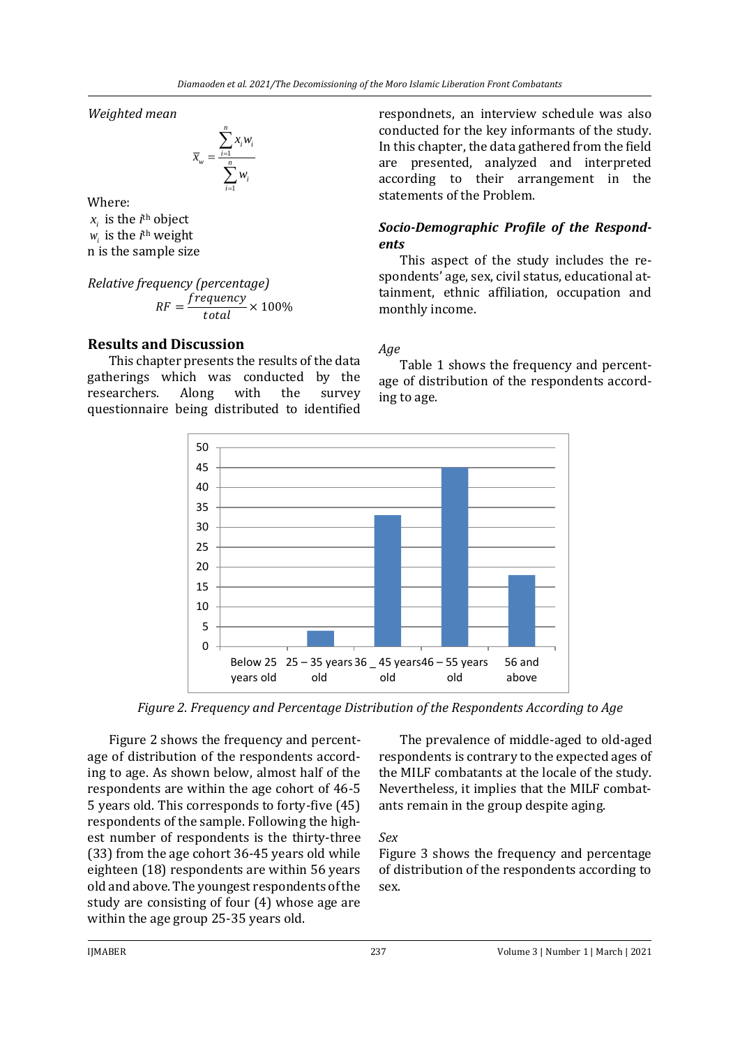*Weighted mean*

$$\bar{X}_w = \frac{\sum_{i=1}^{n} x_i w_i}{\sum_{i=1}^{n} w_i}$$

Where:
$x_i$ is the $i^{th}$ object
$w_i$ is the $i^{th}$ weight
n is the sample size

*Relative frequency (percentage)*

$$RF = \frac{frequency}{total} \times 100\%$$

## Results and Discussion

This chapter presents the results of the data gatherings which was conducted by the researchers. Along with the survey questionnaire being distributed to identified respondnets, an interview schedule was also conducted for the key informants of the study. In this chapter, the data gathered from the field are presented, analyzed and interpreted according to their arrangement in the statements of the Problem.

### *Socio-Demographic Profile of the Respondents*

This aspect of the study includes the respondents' age, sex, civil status, educational attainment, ethnic affiliation, occupation and monthly income.

*Age*

Table 1 shows the frequency and percentage of distribution of the respondents according to age.

| Age | Frequency |
|---|---|
| Below 25 years old | 0 |
| 25 – 35 years old | 4 |
| 36 _ 45 years old | 33 |
| 46 – 55 years old | 45 |
| 56 and above | 18 |

*Figure 2. Frequency and Percentage Distribution of the Respondents According to Age*

Figure 2 shows the frequency and percentage of distribution of the respondents according to age. As shown below, almost half of the respondents are within the age cohort of 46-5 5 years old. This corresponds to forty-five (45) respondents of the sample. Following the highest number of respondents is the thirty-three (33) from the age cohort 36-45 years old while eighteen (18) respondents are within 56 years old and above. The youngest respondents of the study are consisting of four (4) whose age are within the age group 25-35 years old.

The prevalence of middle-aged to old-aged respondents is contrary to the expected ages of the MILF combatants at the locale of the study. Nevertheless, it implies that the MILF combatants remain in the group despite aging.

*Sex*

Figure 3 shows the frequency and percentage of distribution of the respondents according to sex.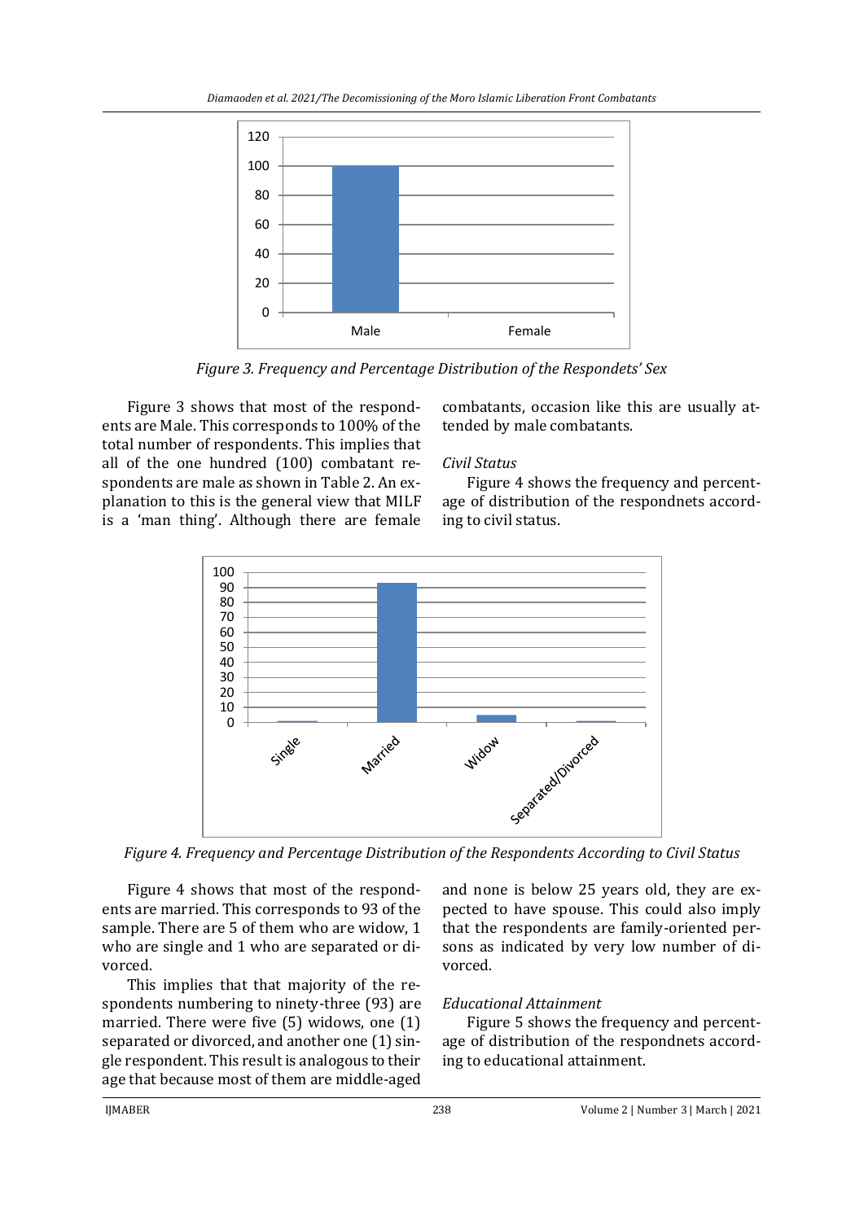Figure 3. Frequency and Percentage Distribution of the Respondets' Sex

Figure 3 shows that most of the respondents are Male. This corresponds to 100% of the total number of respondents. This implies that all of the one hundred (100) combatant respondents are male as shown in Table 2. An explanation to this is the general view that MILF is a 'man thing'. Although there are female combatants, occasion like this are usually attended by male combatants.

*Civil Status*

Figure 4 shows the frequency and percentage of distribution of the respondnets according to civil status.

Figure 4. Frequency and Percentage Distribution of the Respondents According to Civil Status

Figure 4 shows that most of the respondents are married. This corresponds to 93 of the sample. There are 5 of them who are widow, 1 who are single and 1 who are separated or divorced.

This implies that that majority of the respondents numbering to ninety-three (93) are married. There were five (5) widows, one (1) separated or divorced, and another one (1) single respondent. This result is analogous to their age that because most of them are middle-aged and none is below 25 years old, they are expected to have spouse. This could also imply that the respondents are family-oriented persons as indicated by very low number of divorced.

*Educational Attainment*

Figure 5 shows the frequency and percentage of distribution of the respondnets according to educational attainment.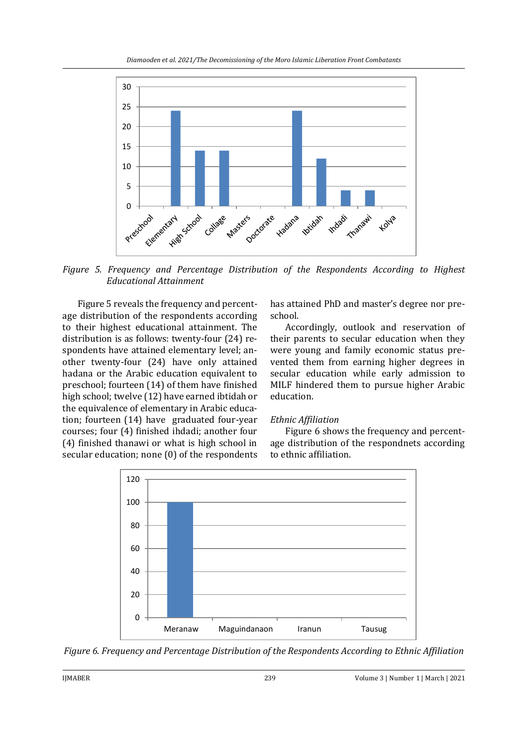*Figure 5. Frequency and Percentage Distribution of the Respondents According to Highest Educational Attainment*

Figure 5 reveals the frequency and percentage distribution of the respondents according to their highest educational attainment. The distribution is as follows: twenty-four (24) respondents have attained elementary level; another twenty-four (24) have only attained hadana or the Arabic education equivalent to preschool; fourteen (14) of them have finished high school; twelve (12) have earned ibtidah or the equivalence of elementary in Arabic education; fourteen (14) have graduated four-year courses; four (4) finished ihdadi; another four (4) finished thanawi or what is high school in secular education; none (0) of the respondents has attained PhD and master's degree nor preschool.

Accordingly, outlook and reservation of their parents to secular education when they were young and family economic status prevented them from earning higher degrees in secular education while early admission to MILF hindered them to pursue higher Arabic education.

*Ethnic Affiliation*

Figure 6 shows the frequency and percentage distribution of the respondnets according to ethnic affiliation.

*Figure 6. Frequency and Percentage Distribution of the Respondents According to Ethnic Affiliation*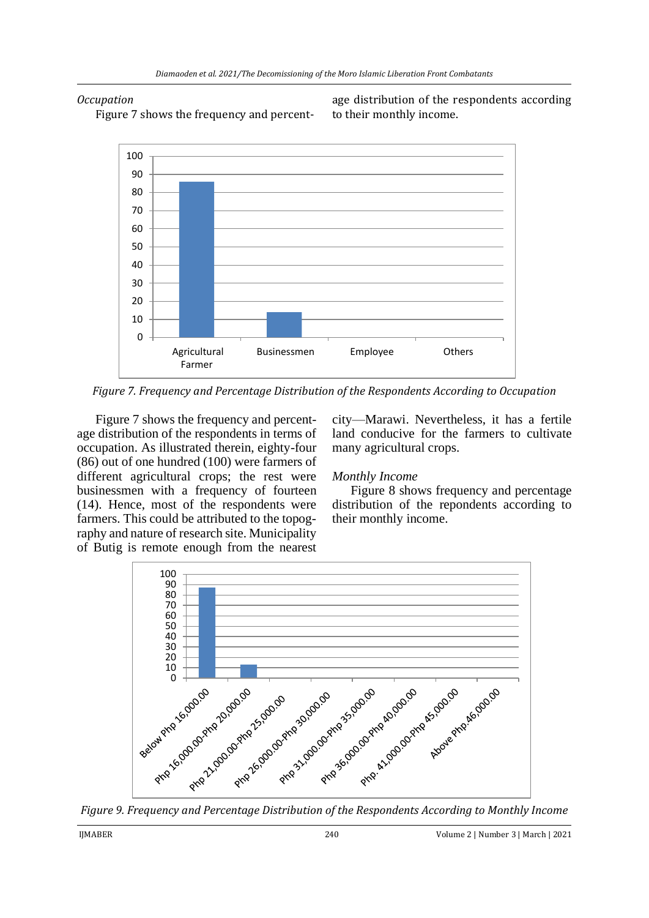*Occupation*

Figure 7 shows the frequency and percentage distribution of the respondents according to their monthly income.

*Figure 7. Frequency and Percentage Distribution of the Respondents According to Occupation*

Figure 7 shows the frequency and percentage distribution of the respondents in terms of occupation. As illustrated therein, eighty-four (86) out of one hundred (100) were farmers of different agricultural crops; the rest were businessmen with a frequency of fourteen (14). Hence, most of the respondents were farmers. This could be attributed to the topography and nature of research site. Municipality of Butig is remote enough from the nearest city—Marawi. Nevertheless, it has a fertile land conducive for the farmers to cultivate many agricultural crops.

*Monthly Income*

Figure 8 shows frequency and percentage distribution of the repondents according to their monthly income.

*Figure 9. Frequency and Percentage Distribution of the Respondents According to Monthly Income*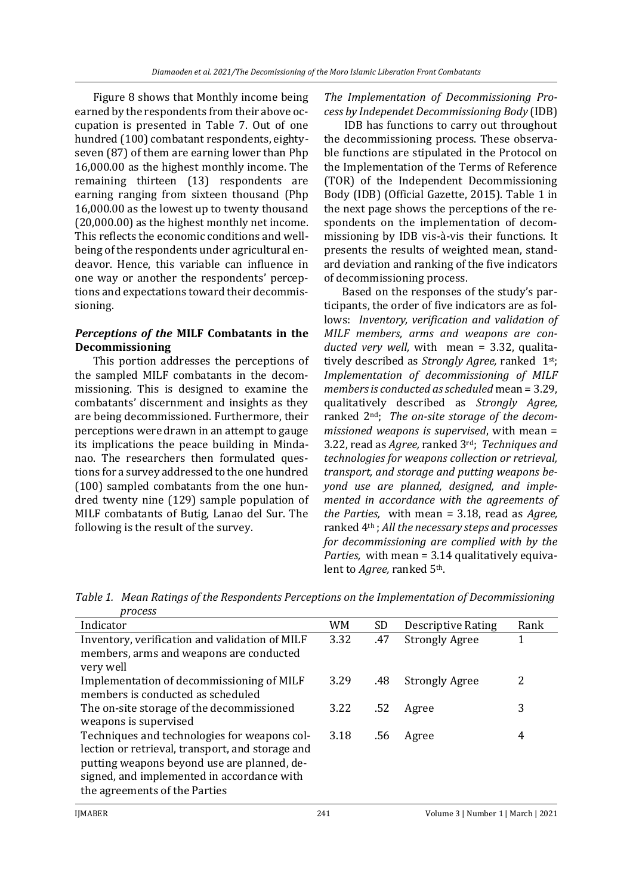Figure 8 shows that Monthly income being earned by the respondents from their above occupation is presented in Table 7. Out of one hundred (100) combatant respondents, eighty-seven (87) of them are earning lower than Php 16,000.00 as the highest monthly income. The remaining thirteen (13) respondents are earning ranging from sixteen thousand (Php 16,000.00 as the lowest up to twenty thousand (20,000.00) as the highest monthly net income. This reflects the economic conditions and well-being of the respondents under agricultural endeavor. Hence, this variable can influence in one way or another the respondents' perceptions and expectations toward their decommissioning.

### *Perceptions of the* MILF Combatants in the Decommissioning

This portion addresses the perceptions of the sampled MILF combatants in the decommissioning. This is designed to examine the combatants' discernment and insights as they are being decommissioned. Furthermore, their perceptions were drawn in an attempt to gauge its implications the peace building in Mindanao. The researchers then formulated questions for a survey addressed to the one hundred (100) sampled combatants from the one hundred twenty nine (129) sample population of MILF combatants of Butig, Lanao del Sur. The following is the result of the survey.

*The Implementation of Decommissioning Process by Independet Decommissioning Body* (IDB)

IDB has functions to carry out throughout the decommissioning process. These observable functions are stipulated in the Protocol on the Implementation of the Terms of Reference (TOR) of the Independent Decommissioning Body (IDB) (Official Gazette, 2015). Table 1 in the next page shows the perceptions of the respondents on the implementation of decommissioning by IDB vis-à-vis their functions. It presents the results of weighted mean, standard deviation and ranking of the five indicators of decommissioning process.

Based on the responses of the study's participants, the order of five indicators are as follows: *Inventory, verification and validation of MILF members, arms and weapons are conducted very well,* with mean = 3.32, qualitatively described as *Strongly Agree,* ranked 1st; *Implementation of decommissioning of MILF members is conducted as scheduled* mean = 3.29, qualitatively described as *Strongly Agree,* ranked 2nd; *The on-site storage of the decommissioned weapons is supervised*, with mean = 3.22, read as *Agree,* ranked 3rd; *Techniques and technologies for weapons collection or retrieval, transport, and storage and putting weapons beyond use are planned, designed, and implemented in accordance with the agreements of the Parties,* with mean = 3.18, read as *Agree,* ranked 4th ; *All the necessary steps and processes for decommissioning are complied with by the Parties,* with mean = 3.14 qualitatively equivalent to *Agree,* ranked 5th.

*Table 1. Mean Ratings of the Respondents Perceptions on the Implementation of Decommissioning process*

| Indicator | WM | SD | Descriptive Rating | Rank |
|---|---|---|---|---|
| Inventory, verification and validation of MILF members, arms and weapons are conducted very well | 3.32 | .47 | Strongly Agree | 1 |
| Implementation of decommissioning of MILF members is conducted as scheduled | 3.29 | .48 | Strongly Agree | 2 |
| The on-site storage of the decommissioned weapons is supervised | 3.22 | .52 | Agree | 3 |
| Techniques and technologies for weapons collection or retrieval, transport, and storage and putting weapons beyond use are planned, designed, and implemented in accordance with the agreements of the Parties | 3.18 | .56 | Agree | 4 |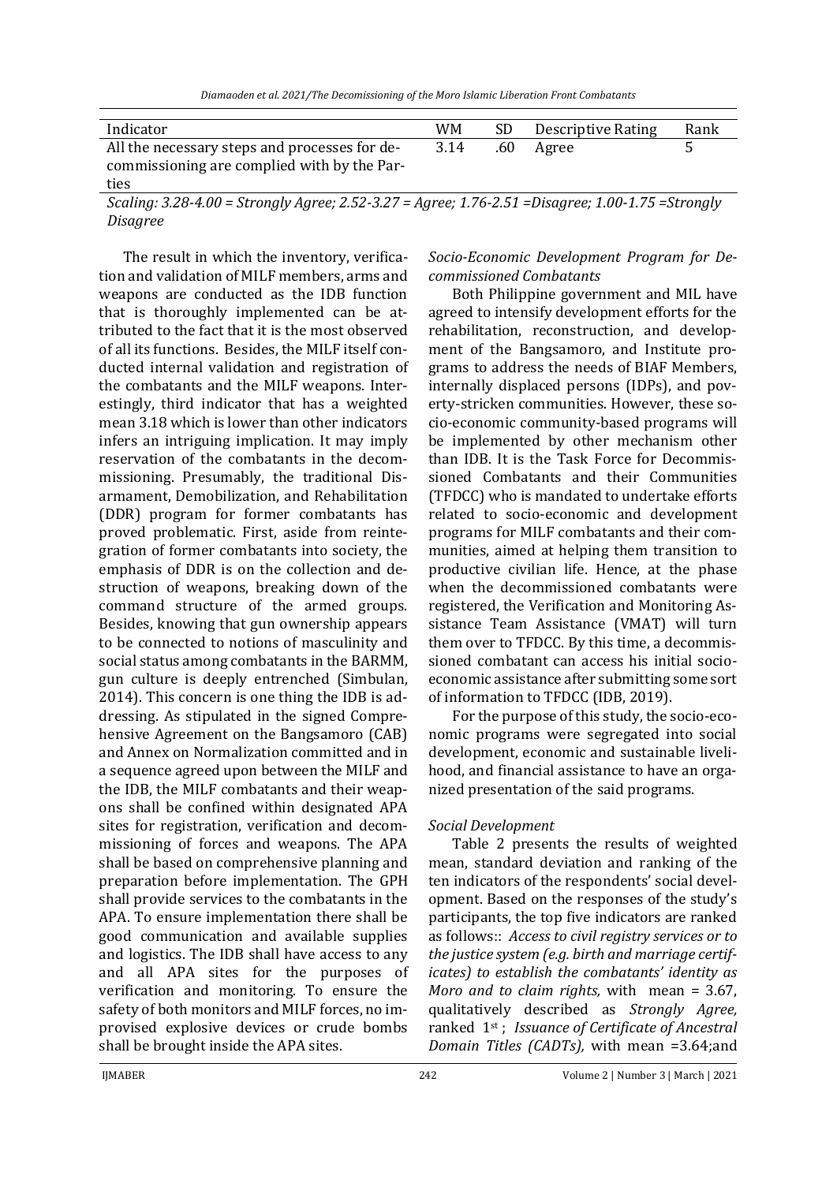| Indicator | WM | SD | Descriptive Rating | Rank |
|---|---|---|---|---|
| All the necessary steps and processes for decommissioning are complied with by the Parties | 3.14 | .60 | Agree | 5 |

*Scaling: 3.28-4.00 = Strongly Agree; 2.52-3.27 = Agree; 1.76-2.51 =Disagree; 1.00-1.75 =Strongly Disagree*

The result in which the inventory, verification and validation of MILF members, arms and weapons are conducted as the IDB function that is thoroughly implemented can be attributed to the fact that it is the most observed of all its functions. Besides, the MILF itself conducted internal validation and registration of the combatants and the MILF weapons. Interestingly, third indicator that has a weighted mean 3.18 which is lower than other indicators infers an intriguing implication. It may imply reservation of the combatants in the decommissioning. Presumably, the traditional Disarmament, Demobilization, and Rehabilitation (DDR) program for former combatants has proved problematic. First, aside from reintegration of former combatants into society, the emphasis of DDR is on the collection and destruction of weapons, breaking down of the command structure of the armed groups. Besides, knowing that gun ownership appears to be connected to notions of masculinity and social status among combatants in the BARMM, gun culture is deeply entrenched (Simbulan, 2014). This concern is one thing the IDB is addressing. As stipulated in the signed Comprehensive Agreement on the Bangsamoro (CAB) and Annex on Normalization committed and in a sequence agreed upon between the MILF and the IDB, the MILF combatants and their weapons shall be confined within designated APA sites for registration, verification and decommissioning of forces and weapons. The APA shall be based on comprehensive planning and preparation before implementation. The GPH shall provide services to the combatants in the APA. To ensure implementation there shall be good communication and available supplies and logistics. The IDB shall have access to any and all APA sites for the purposes of verification and monitoring. To ensure the safety of both monitors and MILF forces, no improvised explosive devices or crude bombs shall be brought inside the APA sites.

### *Socio-Economic Development Program for Decommissioned Combatants*

Both Philippine government and MIL have agreed to intensify development efforts for the rehabilitation, reconstruction, and development of the Bangsamoro, and Institute programs to address the needs of BIAF Members, internally displaced persons (IDPs), and poverty-stricken communities. However, these socio-economic community-based programs will be implemented by other mechanism other than IDB. It is the Task Force for Decommissioned Combatants and their Communities (TFDCC) who is mandated to undertake efforts related to socio-economic and development programs for MILF combatants and their communities, aimed at helping them transition to productive civilian life. Hence, at the phase when the decommissioned combatants were registered, the Verification and Monitoring Assistance Team Assistance (VMAT) will turn them over to TFDCC. By this time, a decommissioned combatant can access his initial socio-economic assistance after submitting some sort of information to TFDCC (IDB, 2019).

For the purpose of this study, the socio-economic programs were segregated into social development, economic and sustainable livelihood, and financial assistance to have an organized presentation of the said programs.

### *Social Development*

Table 2 presents the results of weighted mean, standard deviation and ranking of the ten indicators of the respondents' social development. Based on the responses of the study's participants, the top five indicators are ranked as follows:: *Access to civil registry services or to the justice system (e.g. birth and marriage certificates) to establish the combatants' identity as Moro and to claim rights,* with mean = 3.67, qualitatively described as *Strongly Agree,* ranked 1st ; *Issuance of Certificate of Ancestral Domain Titles (CADTs),* with mean =3.64;and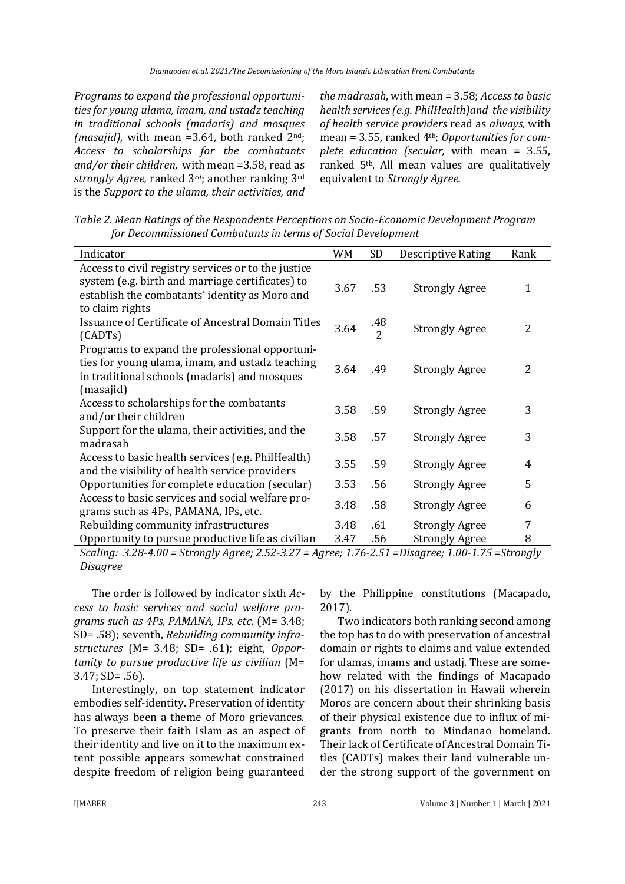*Programs to expand the professional opportunities for young ulama, imam, and ustadz teaching in traditional schools (madaris) and mosques (masajid)*, with mean =3.64, both ranked 2nd; *Access to scholarships for the combatants and/or their children*, with mean =3.58, read as *strongly Agree,* ranked 3rd; another ranking 3rd is the *Support to the ulama, their activities, and the madrasah*, with mean = 3.58; *Access to basic health services (e.g. PhilHealth)and the visibility of health service providers* read as *always,* with mean = 3.55, ranked 4th; *Opportunities for complete education (secular,* with mean = 3.55, ranked 5th. All mean values are qualitatively equivalent to *Strongly Agree.*

*Table 2. Mean Ratings of the Respondents Perceptions on Socio-Economic Development Program for Decommissioned Combatants in terms of Social Development*

| Indicator | WM | SD | Descriptive Rating | Rank |
|---|---|---|---|---|
| Access to civil registry services or to the justice system (e.g. birth and marriage certificates) to establish the combatants' identity as Moro and to claim rights | 3.67 | .53 | Strongly Agree | 1 |
| Issuance of Certificate of Ancestral Domain Titles (CADTs) | 3.64 | .482 | Strongly Agree | 2 |
| Programs to expand the professional opportunities for young ulama, imam, and ustadz teaching in traditional schools (madaris) and mosques (masajid) | 3.64 | .49 | Strongly Agree | 2 |
| Access to scholarships for the combatants and/or their children | 3.58 | .59 | Strongly Agree | 3 |
| Support for the ulama, their activities, and the madrasah | 3.58 | .57 | Strongly Agree | 3 |
| Access to basic health services (e.g. PhilHealth) and the visibility of health service providers | 3.55 | .59 | Strongly Agree | 4 |
| Opportunities for complete education (secular) | 3.53 | .56 | Strongly Agree | 5 |
| Access to basic services and social welfare programs such as 4Ps, PAMANA, IPs, etc. | 3.48 | .58 | Strongly Agree | 6 |
| Rebuilding community infrastructures | 3.48 | .61 | Strongly Agree | 7 |
| Opportunity to pursue productive life as civilian | 3.47 | .56 | Strongly Agree | 8 |

*Scaling: 3.28-4.00 = Strongly Agree; 2.52-3.27 = Agree; 1.76-2.51 =Disagree; 1.00-1.75 =Strongly Disagree*

The order is followed by indicator sixth *Access to basic services and social welfare programs such as 4Ps, PAMANA, IPs, etc*. (M= 3.48; SD= .58); seventh, *Rebuilding community infrastructures* (M= 3.48; SD= .61); eight, *Opportunity to pursue productive life as civilian* (M= 3.47; SD= .56).

Interestingly, on top statement indicator embodies self-identity. Preservation of identity has always been a theme of Moro grievances. To preserve their faith Islam as an aspect of their identity and live on it to the maximum extent possible appears somewhat constrained despite freedom of religion being guaranteed by the Philippine constitutions (Macapado, 2017).

Two indicators both ranking second among the top has to do with preservation of ancestral domain or rights to claims and value extended for ulamas, imams and ustadj. These are somehow related with the findings of Macapado (2017) on his dissertation in Hawaii wherein Moros are concern about their shrinking basis of their physical existence due to influx of migrants from north to Mindanao homeland. Their lack of Certificate of Ancestral Domain Titles (CADTs) makes their land vulnerable under the strong support of the government on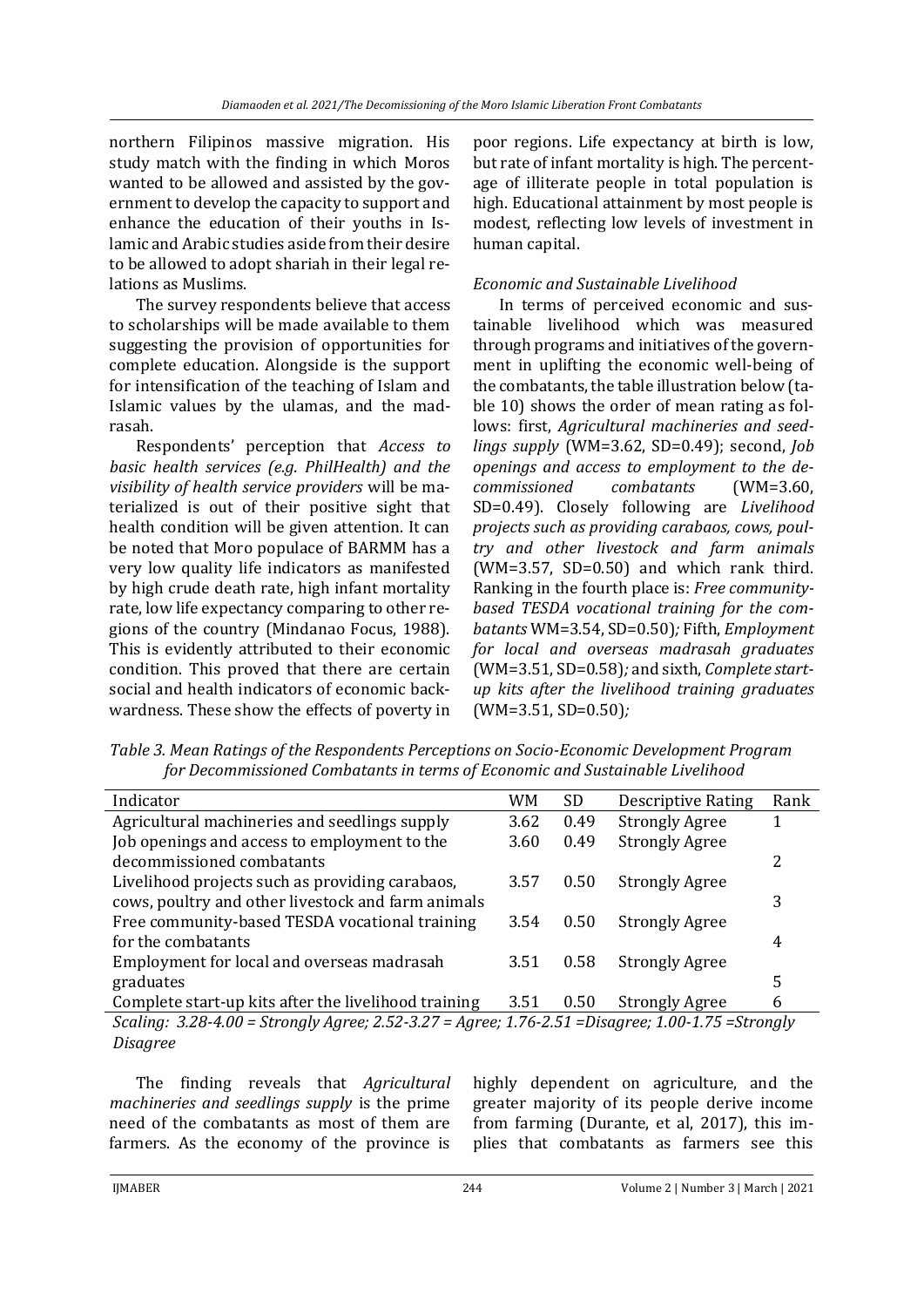northern Filipinos massive migration. His study match with the finding in which Moros wanted to be allowed and assisted by the government to develop the capacity to support and enhance the education of their youths in Islamic and Arabic studies aside from their desire to be allowed to adopt shariah in their legal relations as Muslims.

The survey respondents believe that access to scholarships will be made available to them suggesting the provision of opportunities for complete education. Alongside is the support for intensification of the teaching of Islam and Islamic values by the ulamas, and the madrasah.

Respondents' perception that *Access to basic health services (e.g. PhilHealth) and the visibility of health service providers* will be materialized is out of their positive sight that health condition will be given attention. It can be noted that Moro populace of BARMM has a very low quality life indicators as manifested by high crude death rate, high infant mortality rate, low life expectancy comparing to other regions of the country (Mindanao Focus, 1988). This is evidently attributed to their economic condition. This proved that there are certain social and health indicators of economic backwardness. These show the effects of poverty in poor regions. Life expectancy at birth is low, but rate of infant mortality is high. The percentage of illiterate people in total population is high. Educational attainment by most people is modest, reflecting low levels of investment in human capital.

### *Economic and Sustainable Livelihood*

In terms of perceived economic and sustainable livelihood which was measured through programs and initiatives of the government in uplifting the economic well-being of the combatants, the table illustration below (table 10) shows the order of mean rating as follows: first, *Agricultural machineries and seedlings supply* (WM=3.62, SD=0.49); second, *Job openings and access to employment to the decommissioned combatants* (WM=3.60, SD=0.49). Closely following are *Livelihood projects such as providing carabaos, cows, poultry and other livestock and farm animals* (WM=3.57, SD=0.50) and which rank third. Ranking in the fourth place is: *Free community-based TESDA vocational training for the combatants* WM=3.54, SD=0.50)*;* Fifth, *Employment for local and overseas madrasah graduates* (WM=3.51, SD=0.58)*;* and sixth, *Complete start-up kits after the livelihood training graduates* (WM=3.51, SD=0.50)*;*

*Table 3. Mean Ratings of the Respondents Perceptions on Socio-Economic Development Program for Decommissioned Combatants in terms of Economic and Sustainable Livelihood*

| Indicator | WM | SD | Descriptive Rating | Rank |
|---|---|---|---|---|
| Agricultural machineries and seedlings supply | 3.62 | 0.49 | Strongly Agree | 1 |
| Job openings and access to employment to the decommissioned combatants | 3.60 | 0.49 | Strongly Agree | 2 |
| Livelihood projects such as providing carabaos, cows, poultry and other livestock and farm animals | 3.57 | 0.50 | Strongly Agree | 3 |
| Free community-based TESDA vocational training for the combatants | 3.54 | 0.50 | Strongly Agree | 4 |
| Employment for local and overseas madrasah graduates | 3.51 | 0.58 | Strongly Agree | 5 |
| Complete start-up kits after the livelihood training | 3.51 | 0.50 | Strongly Agree | 6 |

*Scaling: 3.28-4.00 = Strongly Agree; 2.52-3.27 = Agree; 1.76-2.51 =Disagree; 1.00-1.75 =Strongly Disagree*

The finding reveals that *Agricultural machineries and seedlings supply* is the prime need of the combatants as most of them are farmers. As the economy of the province is highly dependent on agriculture, and the greater majority of its people derive income from farming (Durante, et al, 2017), this implies that combatants as farmers see this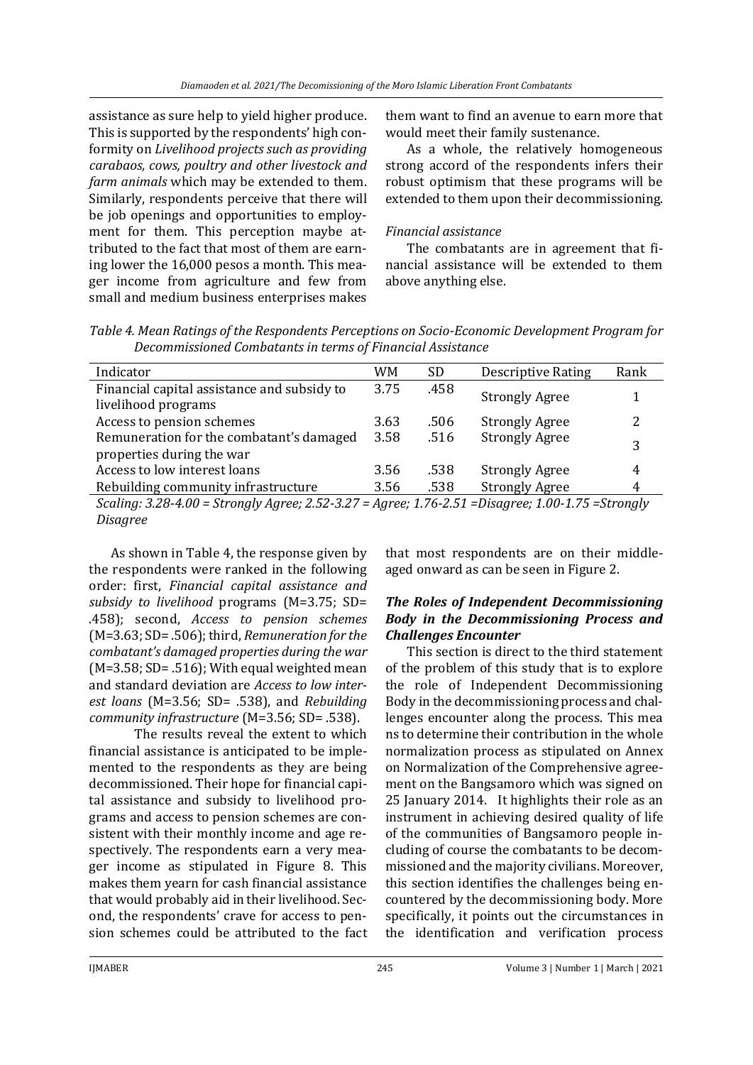assistance as sure help to yield higher produce. This is supported by the respondents' high conformity on *Livelihood projects such as providing carabaos, cows, poultry and other livestock and farm animals* which may be extended to them. Similarly, respondents perceive that there will be job openings and opportunities to employment for them. This perception maybe attributed to the fact that most of them are earning lower the 16,000 pesos a month. This meager income from agriculture and few from small and medium business enterprises makes them want to find an avenue to earn more that would meet their family sustenance.

As a whole, the relatively homogeneous strong accord of the respondents infers their robust optimism that these programs will be extended to them upon their decommissioning.

*Financial assistance*

The combatants are in agreement that financial assistance will be extended to them above anything else.

*Table 4. Mean Ratings of the Respondents Perceptions on Socio-Economic Development Program for Decommissioned Combatants in terms of Financial Assistance*

| Indicator | WM | SD | Descriptive Rating | Rank |
|---|---|---|---|---|
| Financial capital assistance and subsidy to livelihood programs | 3.75 | .458 | Strongly Agree | 1 |
| Access to pension schemes | 3.63 | .506 | Strongly Agree | 2 |
| Remuneration for the combatant's damaged properties during the war | 3.58 | .516 | Strongly Agree | 3 |
| Access to low interest loans | 3.56 | .538 | Strongly Agree | 4 |
| Rebuilding community infrastructure | 3.56 | .538 | Strongly Agree | 4 |

*Scaling: 3.28-4.00 = Strongly Agree; 2.52-3.27 = Agree; 1.76-2.51 =Disagree; 1.00-1.75 =Strongly Disagree*

As shown in Table 4, the response given by the respondents were ranked in the following order: first, *Financial capital assistance and subsidy to livelihood* programs (M=3.75; SD= .458); second, *Access to pension schemes* (M=3.63; SD= .506); third, *Remuneration for the combatant's damaged properties during the war* (M=3.58; SD= .516); With equal weighted mean and standard deviation are *Access to low interest loans* (M=3.56; SD= .538), and *Rebuilding community infrastructure* (M=3.56; SD= .538).

The results reveal the extent to which financial assistance is anticipated to be implemented to the respondents as they are being decommissioned. Their hope for financial capital assistance and subsidy to livelihood programs and access to pension schemes are consistent with their monthly income and age respectively. The respondents earn a very meager income as stipulated in Figure 8. This makes them yearn for cash financial assistance that would probably aid in their livelihood. Second, the respondents' crave for access to pension schemes could be attributed to the fact that most respondents are on their middle-aged onward as can be seen in Figure 2.

### *The Roles of Independent Decommissioning Body in the Decommissioning Process and Challenges Encounter*

This section is direct to the third statement of the problem of this study that is to explore the role of Independent Decommissioning Body in the decommissioning process and challenges encounter along the process. This mea ns to determine their contribution in the whole normalization process as stipulated on Annex on Normalization of the Comprehensive agreement on the Bangsamoro which was signed on 25 January 2014. It highlights their role as an instrument in achieving desired quality of life of the communities of Bangsamoro people including of course the combatants to be decommissioned and the majority civilians. Moreover, this section identifies the challenges being encountered by the decommissioning body. More specifically, it points out the circumstances in the identification and verification process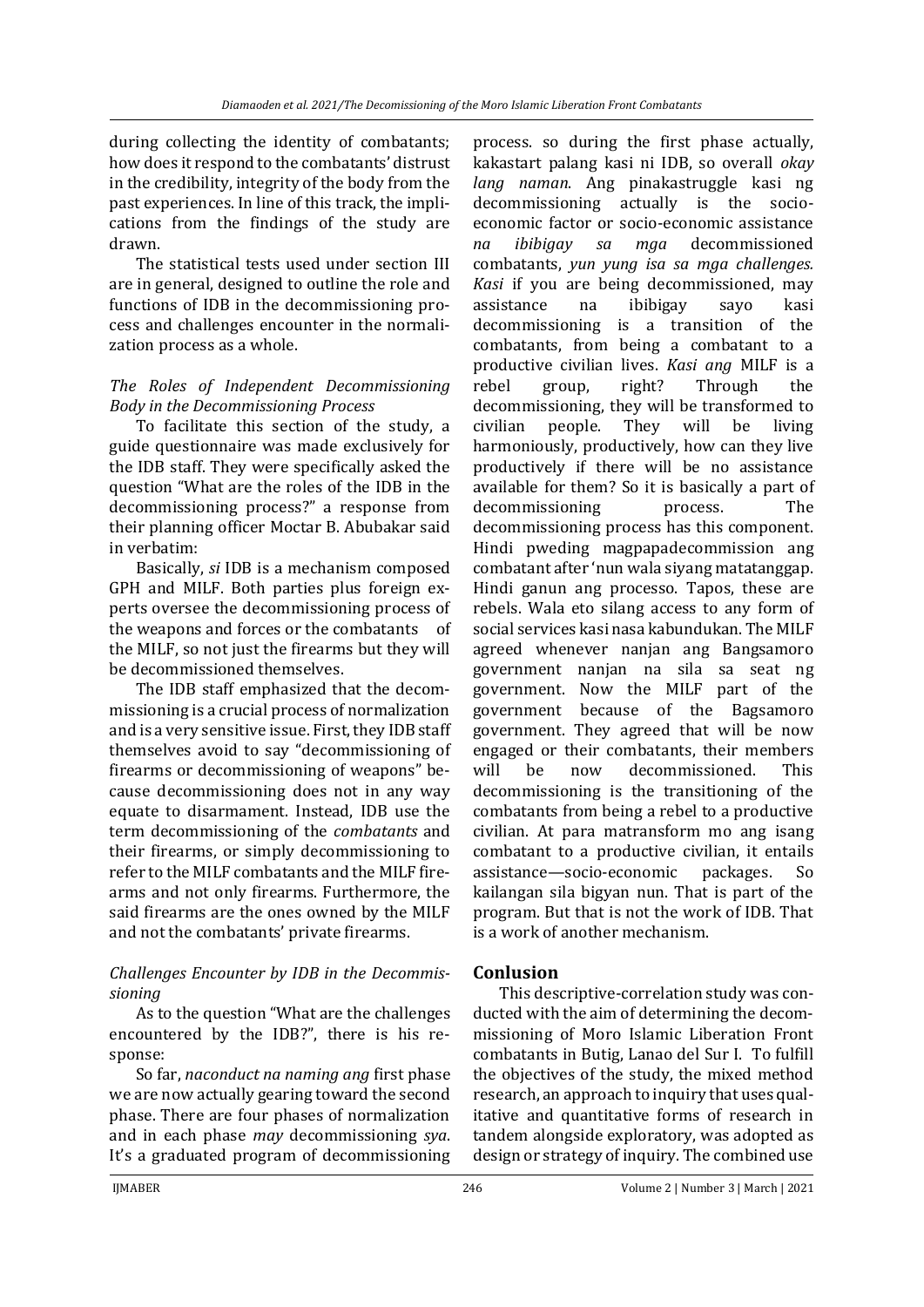during collecting the identity of combatants; how does it respond to the combatants' distrust in the credibility, integrity of the body from the past experiences. In line of this track, the implications from the findings of the study are drawn.

The statistical tests used under section III are in general, designed to outline the role and functions of IDB in the decommissioning process and challenges encounter in the normalization process as a whole.

*The Roles of Independent Decommissioning Body in the Decommissioning Process*

To facilitate this section of the study, a guide questionnaire was made exclusively for the IDB staff. They were specifically asked the question "What are the roles of the IDB in the decommissioning process?" a response from their planning officer Moctar B. Abubakar said in verbatim:

Basically, *si* IDB is a mechanism composed GPH and MILF. Both parties plus foreign experts oversee the decommissioning process of the weapons and forces or the combatants of the MILF, so not just the firearms but they will be decommissioned themselves.

The IDB staff emphasized that the decommissioning is a crucial process of normalization and is a very sensitive issue. First, they IDB staff themselves avoid to say "decommissioning of firearms or decommissioning of weapons" because decommissioning does not in any way equate to disarmament. Instead, IDB use the term decommissioning of the *combatants* and their firearms, or simply decommissioning to refer to the MILF combatants and the MILF firearms and not only firearms. Furthermore, the said firearms are the ones owned by the MILF and not the combatants' private firearms.

*Challenges Encounter by IDB in the Decommissioning*

As to the question "What are the challenges encountered by the IDB?", there is his response:

So far, *naconduct na naming ang* first phase we are now actually gearing toward the second phase. There are four phases of normalization and in each phase *may* decommissioning *sya*. It's a graduated program of decommissioning process. so during the first phase actually, kakastart palang kasi ni IDB, so overall *okay lang naman*. Ang pinakastruggle kasi ng decommissioning actually is the socio-economic factor or socio-economic assistance *na ibibigay sa mga* decommissioned combatants, *yun yung isa sa mga challenges. Kasi* if you are being decommissioned, may assistance na ibibigay sayo kasi decommissioning is a transition of the combatants, from being a combatant to a productive civilian lives. *Kasi ang* MILF is a rebel group, right? Through the decommissioning, they will be transformed to civilian people. They will be living harmoniously, productively, how can they live productively if there will be no assistance available for them? So it is basically a part of decommissioning process. The decommissioning process has this component. Hindi pweding magpapadecommission ang combatant after 'nun wala siyang matatanggap. Hindi ganun ang processo. Tapos, these are rebels. Wala eto silang access to any form of social services kasi nasa kabundukan. The MILF agreed whenever nanjan ang Bangsamoro government nanjan na sila sa seat ng government. Now the MILF part of the government because of the Bagsamoro government. They agreed that will be now engaged or their combatants, their members will be now decommissioned. This decommissioning is the transitioning of the combatants from being a rebel to a productive civilian. At para matransform mo ang isang combatant to a productive civilian, it entails assistance—socio-economic packages. So kailangan sila bigyan nun. That is part of the program. But that is not the work of IDB. That is a work of another mechanism.

## Conlusion

This descriptive-correlation study was conducted with the aim of determining the decommissioning of Moro Islamic Liberation Front combatants in Butig, Lanao del Sur I. To fulfill the objectives of the study, the mixed method research, an approach to inquiry that uses qualitative and quantitative forms of research in tandem alongside exploratory, was adopted as design or strategy of inquiry. The combined use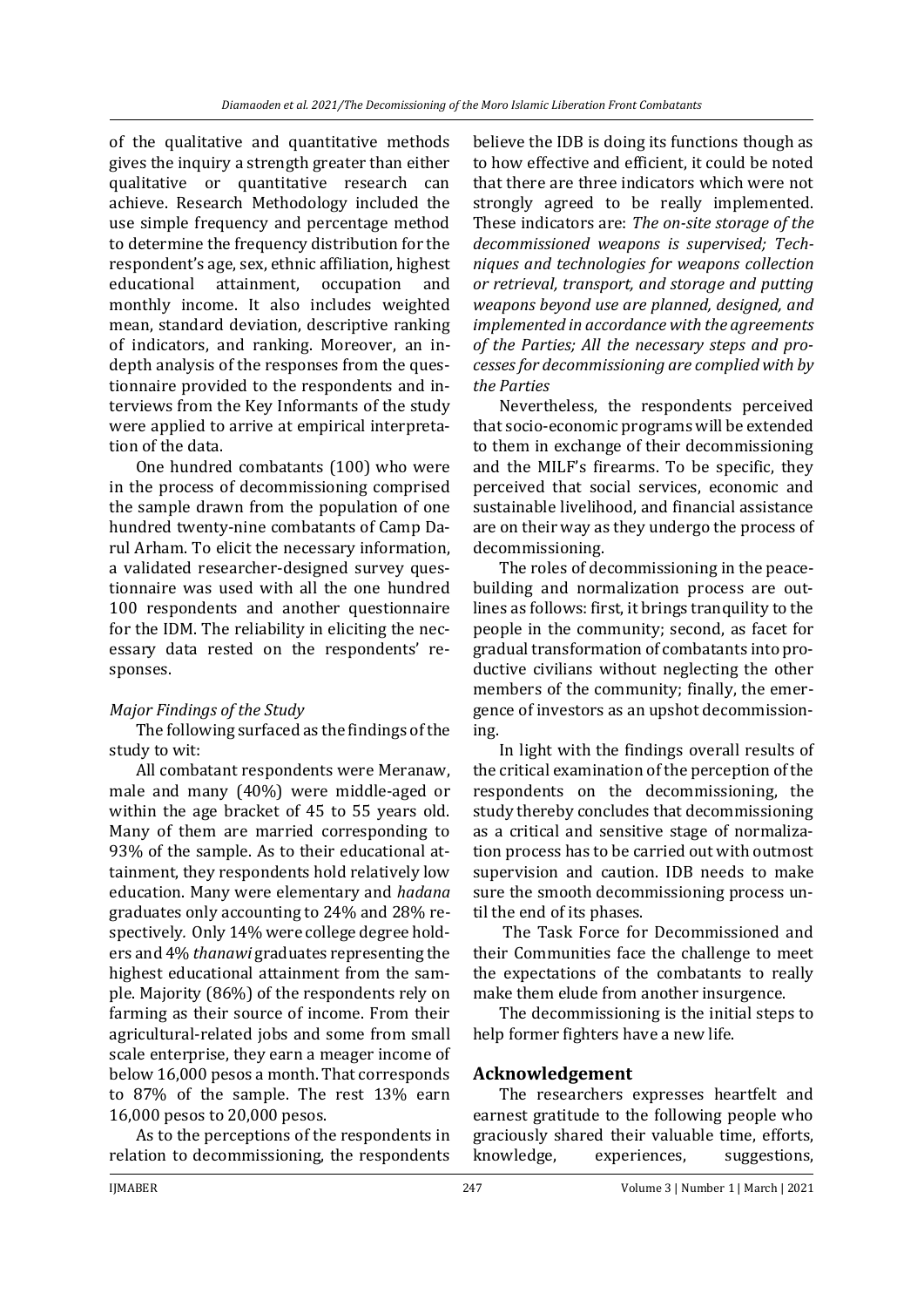of the qualitative and quantitative methods gives the inquiry a strength greater than either qualitative or quantitative research can achieve. Research Methodology included the use simple frequency and percentage method to determine the frequency distribution for the respondent's age, sex, ethnic affiliation, highest educational attainment, occupation and monthly income. It also includes weighted mean, standard deviation, descriptive ranking of indicators, and ranking. Moreover, an in-depth analysis of the responses from the questionnaire provided to the respondents and interviews from the Key Informants of the study were applied to arrive at empirical interpretation of the data.

One hundred combatants (100) who were in the process of decommissioning comprised the sample drawn from the population of one hundred twenty-nine combatants of Camp Darul Arham. To elicit the necessary information, a validated researcher-designed survey questionnaire was used with all the one hundred 100 respondents and another questionnaire for the IDM. The reliability in eliciting the necessary data rested on the respondents' responses.

*Major Findings of the Study*

The following surfaced as the findings of the study to wit:

All combatant respondents were Meranaw, male and many (40%) were middle-aged or within the age bracket of 45 to 55 years old. Many of them are married corresponding to 93% of the sample. As to their educational attainment, they respondents hold relatively low education. Many were elementary and *hadana* graduates only accounting to 24% and 28% respectively. Only 14% were college degree holders and 4% *thanawi* graduates representing the highest educational attainment from the sample. Majority (86%) of the respondents rely on farming as their source of income. From their agricultural-related jobs and some from small scale enterprise, they earn a meager income of below 16,000 pesos a month. That corresponds to 87% of the sample. The rest 13% earn 16,000 pesos to 20,000 pesos.

As to the perceptions of the respondents in relation to decommissioning, the respondents believe the IDB is doing its functions though as to how effective and efficient, it could be noted that there are three indicators which were not strongly agreed to be really implemented. These indicators are: *The on-site storage of the decommissioned weapons is supervised; Techniques and technologies for weapons collection or retrieval, transport, and storage and putting weapons beyond use are planned, designed, and implemented in accordance with the agreements of the Parties; All the necessary steps and processes for decommissioning are complied with by the Parties*

Nevertheless, the respondents perceived that socio-economic programs will be extended to them in exchange of their decommissioning and the MILF's firearms. To be specific, they perceived that social services, economic and sustainable livelihood, and financial assistance are on their way as they undergo the process of decommissioning.

The roles of decommissioning in the peacebuilding and normalization process are outlines as follows: first, it brings tranquility to the people in the community; second, as facet for gradual transformation of combatants into productive civilians without neglecting the other members of the community; finally, the emergence of investors as an upshot decommissioning.

In light with the findings overall results of the critical examination of the perception of the respondents on the decommissioning, the study thereby concludes that decommissioning as a critical and sensitive stage of normalization process has to be carried out with outmost supervision and caution. IDB needs to make sure the smooth decommissioning process until the end of its phases.

The Task Force for Decommissioned and their Communities face the challenge to meet the expectations of the combatants to really make them elude from another insurgence.

The decommissioning is the initial steps to help former fighters have a new life.

## Acknowledgement

The researchers expresses heartfelt and earnest gratitude to the following people who graciously shared their valuable time, efforts, knowledge, experiences, suggestions,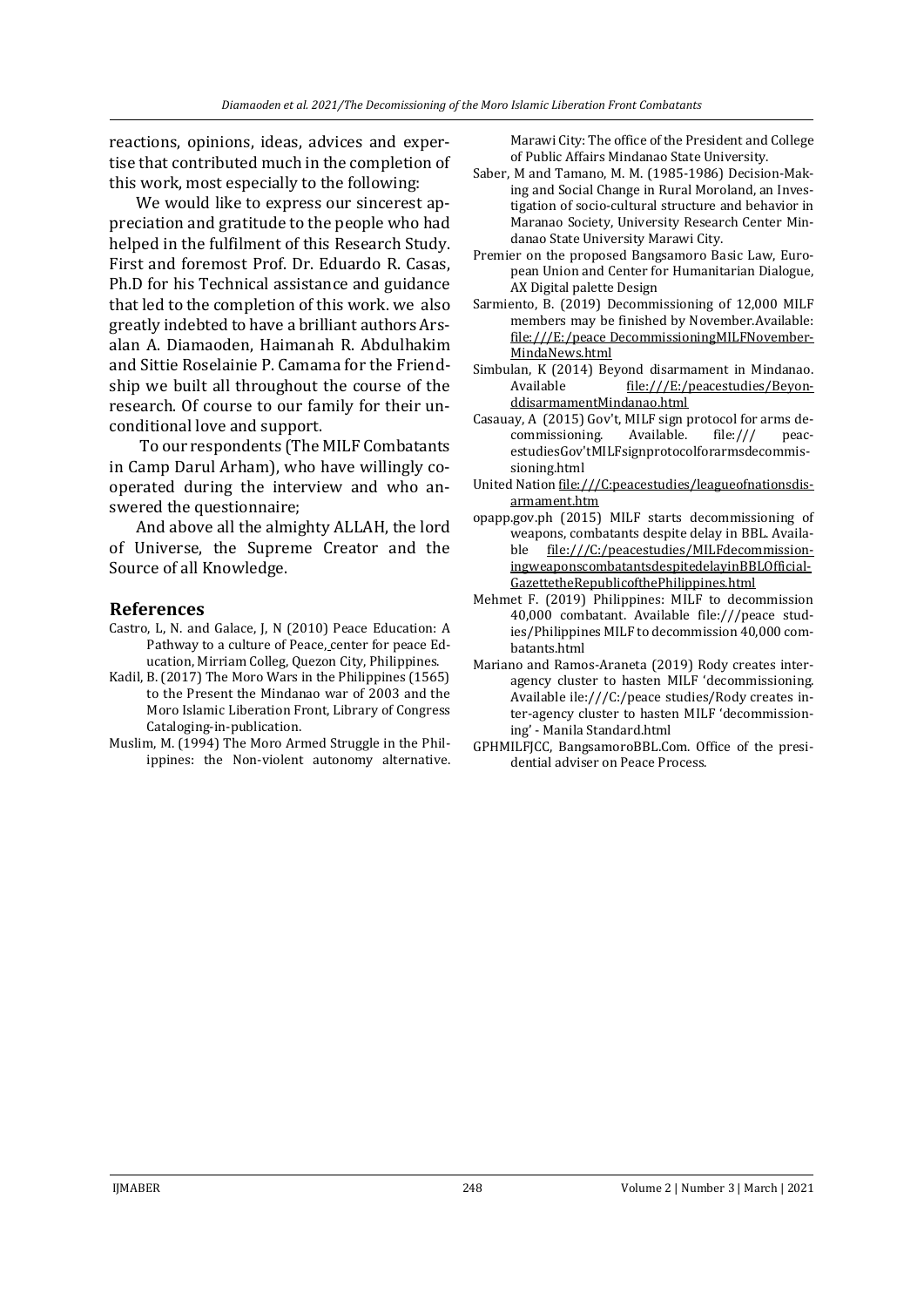reactions, opinions, ideas, advices and expertise that contributed much in the completion of this work, most especially to the following:

We would like to express our sincerest appreciation and gratitude to the people who had helped in the fulfilment of this Research Study. First and foremost Prof. Dr. Eduardo R. Casas, Ph.D for his Technical assistance and guidance that led to the completion of this work. we also greatly indebted to have a brilliant authors Arsalan A. Diamaoden, Haimanah R. Abdulhakim and Sittie Roselainie P. Camama for the Friendship we built all throughout the course of the research. Of course to our family for their unconditional love and support.

To our respondents (The MILF Combatants in Camp Darul Arham), who have willingly cooperated during the interview and who answered the questionnaire;

And above all the almighty ALLAH, the lord of Universe, the Supreme Creator and the Source of all Knowledge.

## References

Castro, L, N. and Galace, J, N (2010) Peace Education: A Pathway to a culture of Peace, center for peace Education, Mirriam Colleg, Quezon City, Philippines.

Kadil, B. (2017) The Moro Wars in the Philippines (1565) to the Present the Mindanao war of 2003 and the Moro Islamic Liberation Front, Library of Congress Cataloging-in-publication.

Muslim, M. (1994) The Moro Armed Struggle in the Philippines: the Non-violent autonomy alternative. Marawi City: The office of the President and College of Public Affairs Mindanao State University.

Saber, M and Tamano, M. M. (1985-1986) Decision-Making and Social Change in Rural Moroland, an Investigation of socio-cultural structure and behavior in Maranao Society, University Research Center Mindanao State University Marawi City.

Premier on the proposed Bangsamoro Basic Law, European Union and Center for Humanitarian Dialogue, AX Digital palette Design

Sarmiento, B. (2019) Decommissioning of 12,000 MILF members may be finished by November.Available: file:///E:/peace DecommissioningMILFNovember-MindaNews.html

Simbulan, K (2014) Beyond disarmament in Mindanao. Available file:///E:/peacestudies/BeyonddisarmamentMindanao.html

Casauay, A (2015) Gov't, MILF sign protocol for arms decommissioning. Available. file:/// peacestudiesGov'tMILFsignprotocolforarmsdecommissioning.html

United Nation file:///C:peacestudies/leagueofnationsdisarmament.htm

opapp.gov.ph (2015) MILF starts decommissioning of weapons, combatants despite delay in BBL. Available file:///C:/peacestudies/MILFdecommissioningweaponscombatantsdespitedelayinBBLOfficialGazettetheRepublicofthePhilippines.html

Mehmet F. (2019) Philippines: MILF to decommission 40,000 combatant. Available file:///peace studies/Philippines MILF to decommission 40,000 combatants.html

Mariano and Ramos-Araneta (2019) Rody creates inter-agency cluster to hasten MILF 'decommissioning. Available ile:///C:/peace studies/Rody creates inter-agency cluster to hasten MILF 'decommissioning' - Manila Standard.html

GPHMILFJCC, BangsamoroBBL.Com. Office of the presidential adviser on Peace Process.